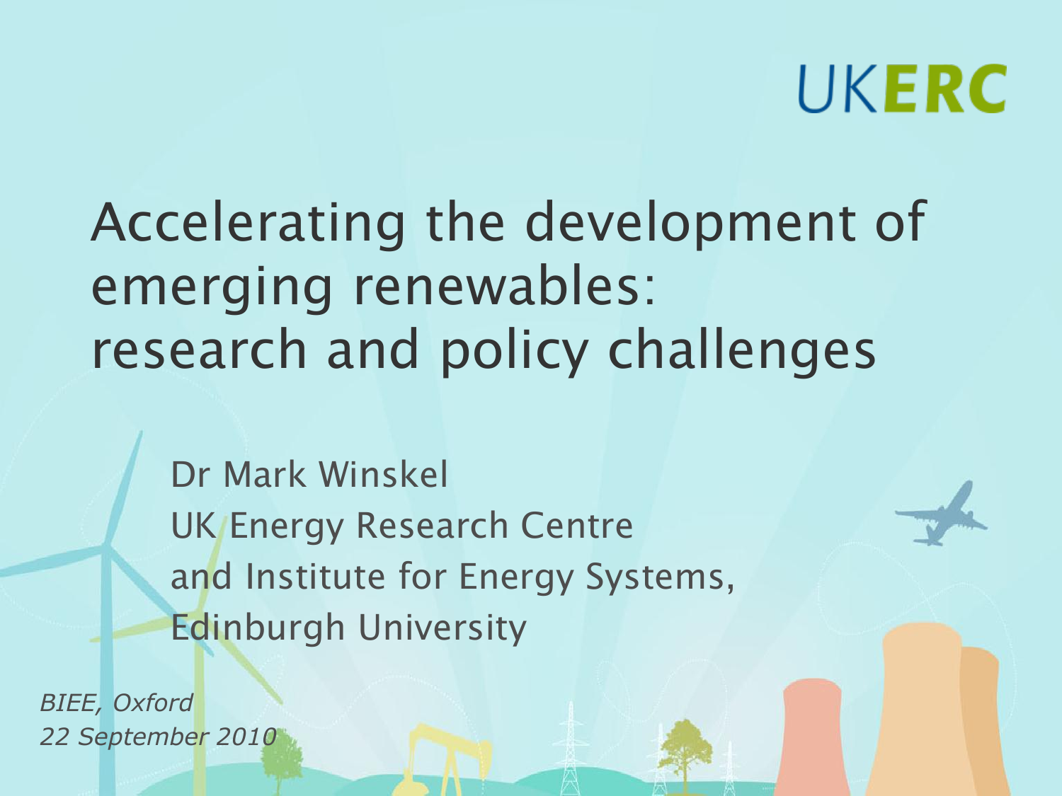UKERC

# Accelerating the development of emerging renewables: research and policy challenges

Dr Mark Winskel
UK Energy Research Centre
and Institute for Energy Systems,
Edinburgh University

*BIEE, Oxford*
*22 September 2010*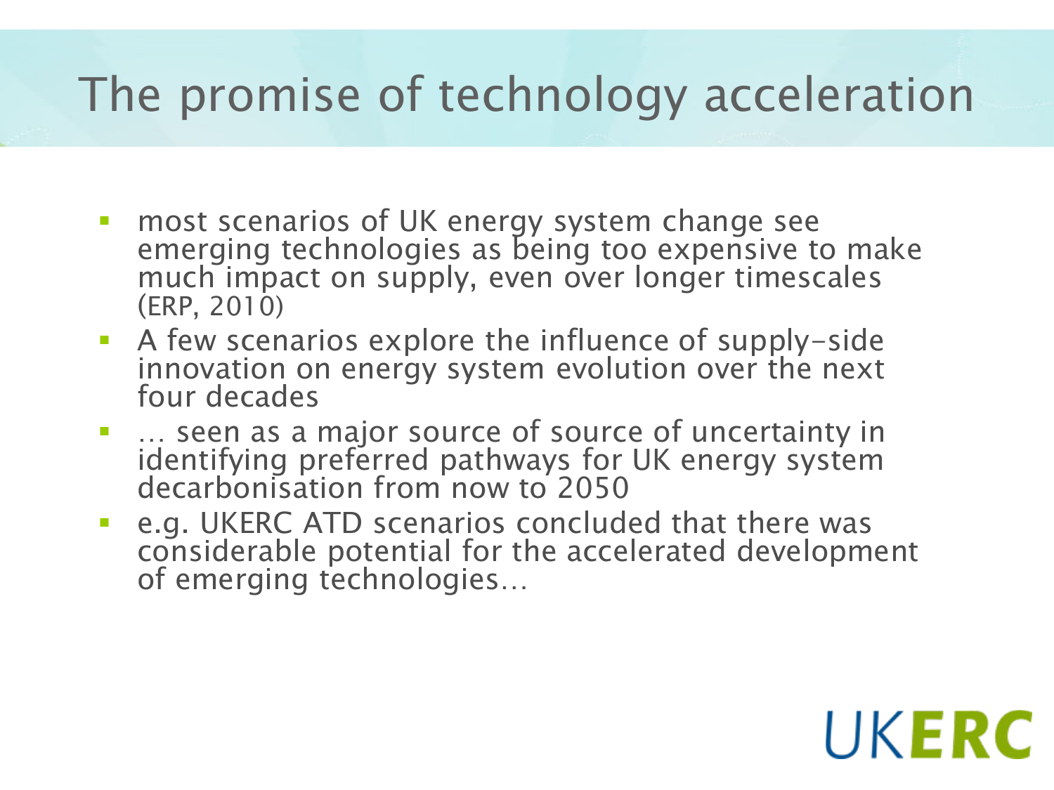# The promise of technology acceleration

- most scenarios of UK energy system change see emerging technologies as being too expensive to make much impact on supply, even over longer timescales (ERP, 2010)
- A few scenarios explore the influence of supply-side innovation on energy system evolution over the next four decades
- … seen as a major source of source of uncertainty in identifying preferred pathways for UK energy system decarbonisation from now to 2050
- e.g. UKERC ATD scenarios concluded that there was considerable potential for the accelerated development of emerging technologies…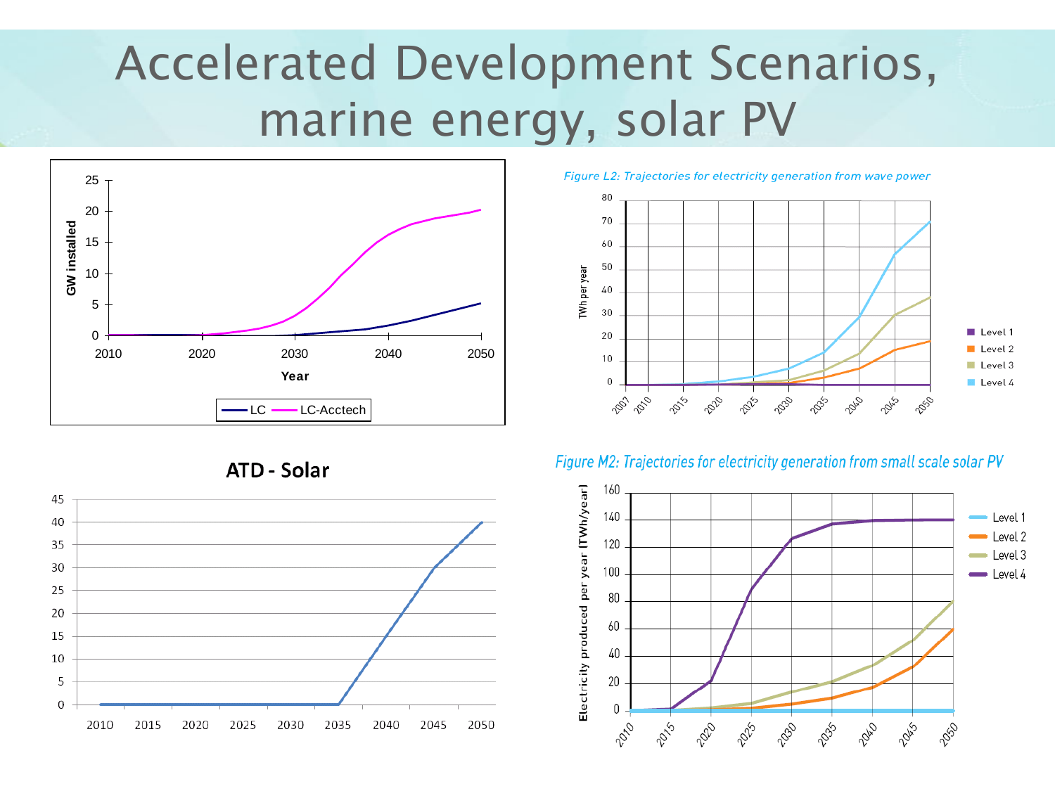# Accelerated Development Scenarios, marine energy, solar PV

*Figure L2: Trajectories for electricity generation from wave power*

## ATD - Solar

*Figure M2: Trajectories for electricity generation from small scale solar PV*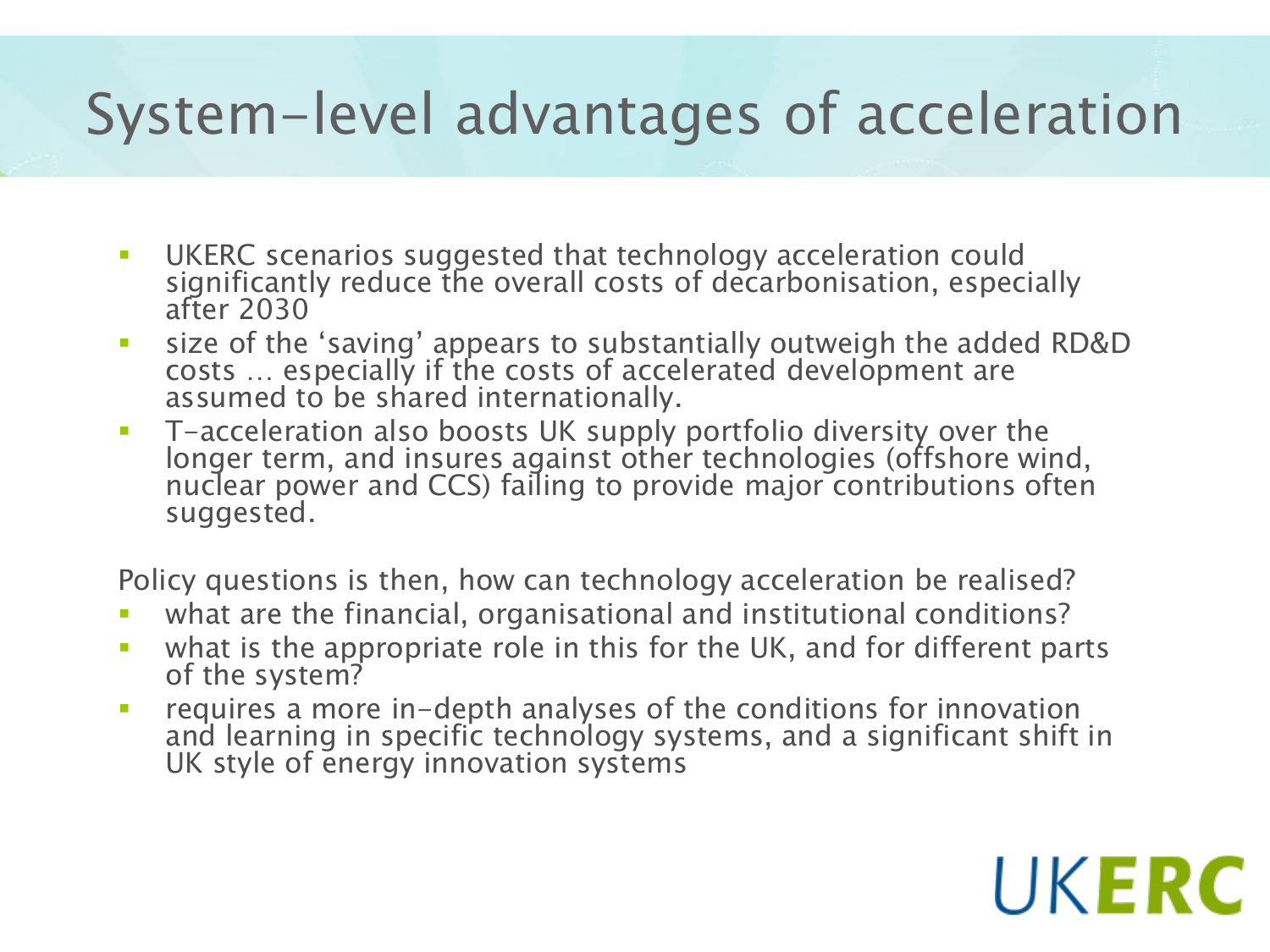# System-level advantages of acceleration

- UKERC scenarios suggested that technology acceleration could significantly reduce the overall costs of decarbonisation, especially after 2030
- size of the 'saving' appears to substantially outweigh the added RD&D costs … especially if the costs of accelerated development are assumed to be shared internationally.
- T-acceleration also boosts UK supply portfolio diversity over the longer term, and insures against other technologies (offshore wind, nuclear power and CCS) failing to provide major contributions often suggested.

Policy questions is then, how can technology acceleration be realised?

- what are the financial, organisational and institutional conditions?
- what is the appropriate role in this for the UK, and for different parts of the system?
- requires a more in-depth analyses of the conditions for innovation and learning in specific technology systems, and a significant shift in UK style of energy innovation systems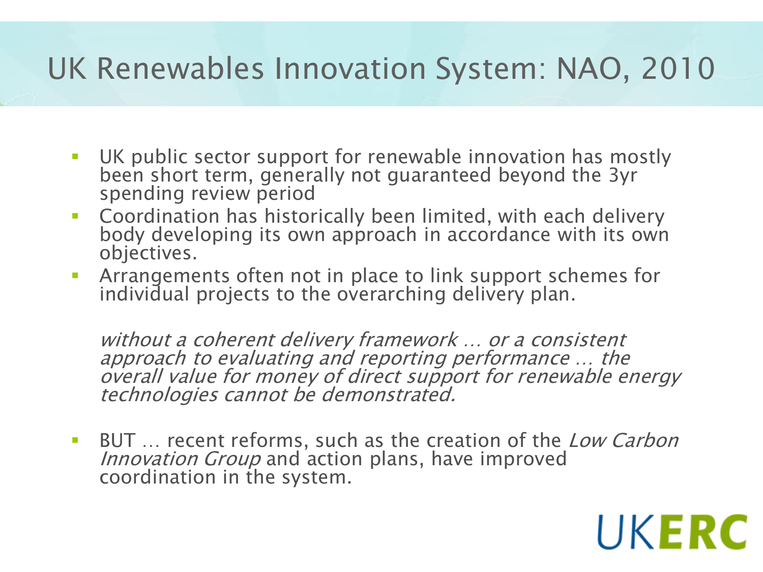# UK Renewables Innovation System: NAO, 2010

- UK public sector support for renewable innovation has mostly been short term, generally not guaranteed beyond the 3yr spending review period
- Coordination has historically been limited, with each delivery body developing its own approach in accordance with its own objectives.
- Arrangements often not in place to link support schemes for individual projects to the overarching delivery plan.

*without a coherent delivery framework … or a consistent approach to evaluating and reporting performance … the overall value for money of direct support for renewable energy technologies cannot be demonstrated.*

- BUT … recent reforms, such as the creation of the *Low Carbon Innovation Group* and action plans, have improved coordination in the system.

UKERC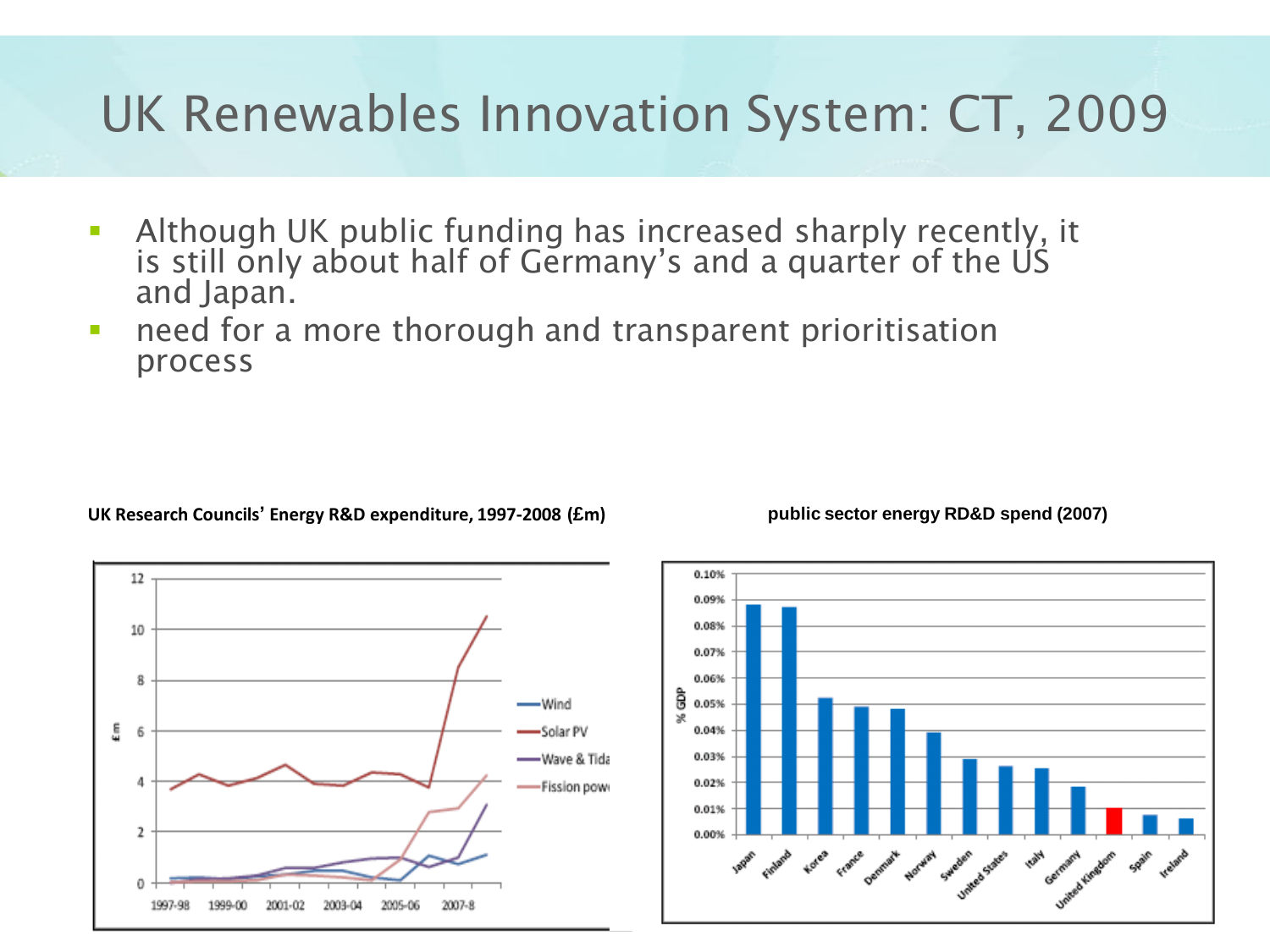# UK Renewables Innovation System: CT, 2009

- Although UK public funding has increased sharply recently, it is still only about half of Germany's and a quarter of the US and Japan.
- need for a more thorough and transparent prioritisation process

**UK Research Councils' Energy R&D expenditure, 1997-2008 (£m)**

**public sector energy RD&D spend (2007)**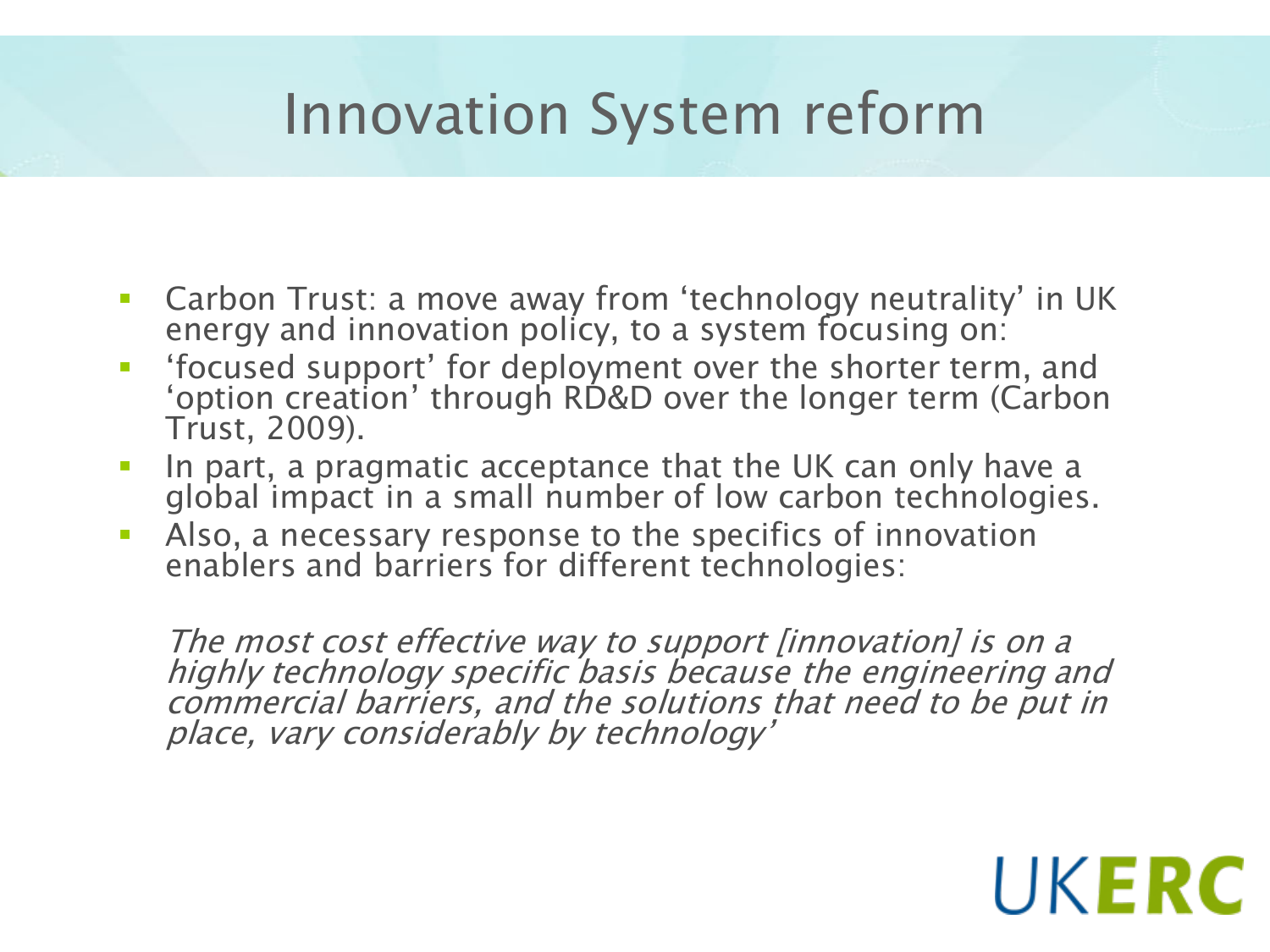# Innovation System reform

- Carbon Trust: a move away from 'technology neutrality' in UK energy and innovation policy, to a system focusing on:
- 'focused support' for deployment over the shorter term, and 'option creation' through RD&D over the longer term (Carbon Trust, 2009).
- In part, a pragmatic acceptance that the UK can only have a global impact in a small number of low carbon technologies.
- Also, a necessary response to the specifics of innovation enablers and barriers for different technologies:

*The most cost effective way to support [innovation] is on a highly technology specific basis because the engineering and commercial barriers, and the solutions that need to be put in place, vary considerably by technology'*

UKERC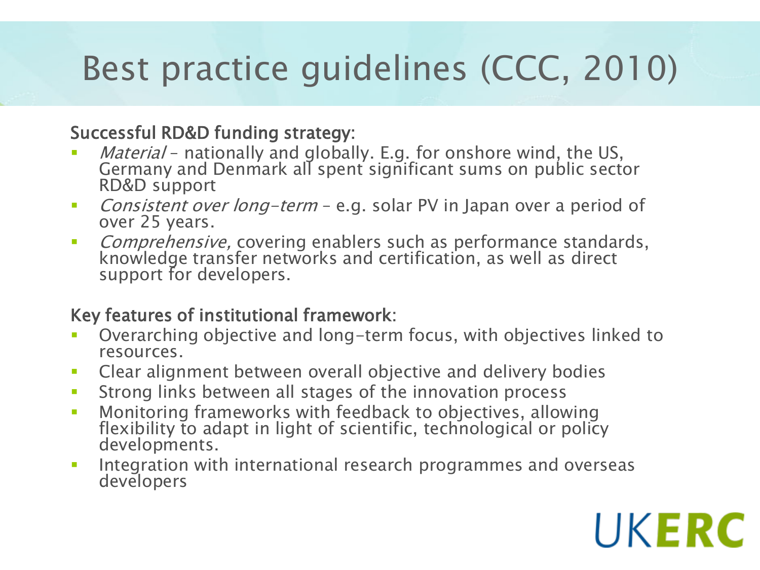# Best practice guidelines (CCC, 2010)

**Successful RD&D funding strategy:**

- *Material* – nationally and globally. E.g. for onshore wind, the US, Germany and Denmark all spent significant sums on public sector RD&D support
- *Consistent over long-term* – e.g. solar PV in Japan over a period of over 25 years.
- *Comprehensive,* covering enablers such as performance standards, knowledge transfer networks and certification, as well as direct support for developers.

**Key features of institutional framework:**

- Overarching objective and long-term focus, with objectives linked to resources.
- Clear alignment between overall objective and delivery bodies
- Strong links between all stages of the innovation process
- Monitoring frameworks with feedback to objectives, allowing flexibility to adapt in light of scientific, technological or policy developments.
- Integration with international research programmes and overseas developers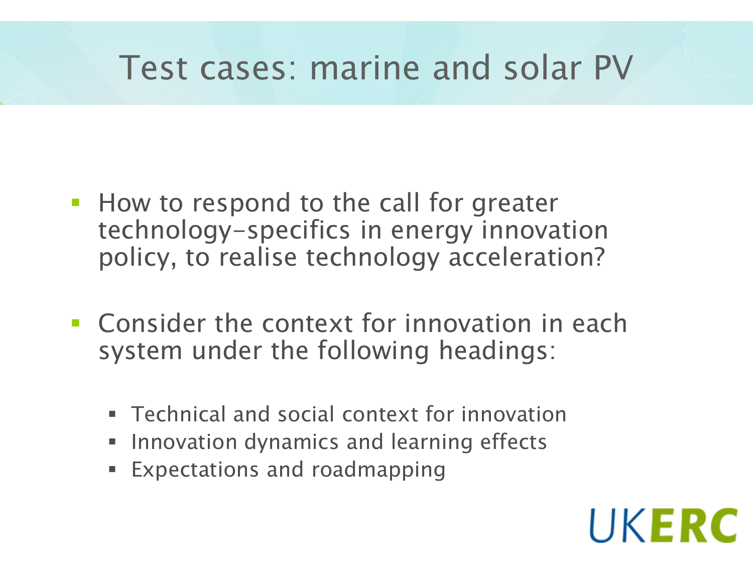# Test cases: marine and solar PV

- How to respond to the call for greater technology-specifics in energy innovation policy, to realise technology acceleration?
- Consider the context for innovation in each system under the following headings:
  - Technical and social context for innovation
  - Innovation dynamics and learning effects
  - Expectations and roadmapping

UKERC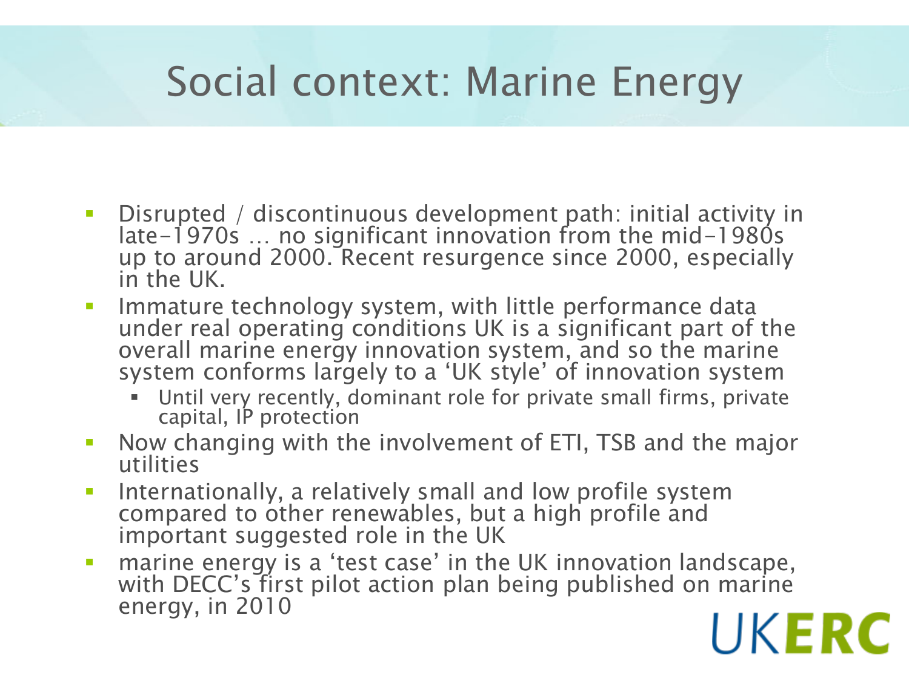# Social context: Marine Energy

- Disrupted / discontinuous development path: initial activity in late-1970s … no significant innovation from the mid-1980s up to around 2000. Recent resurgence since 2000, especially in the UK.
- Immature technology system, with little performance data under real operating conditions UK is a significant part of the overall marine energy innovation system, and so the marine system conforms largely to a 'UK style' of innovation system
  - Until very recently, dominant role for private small firms, private capital, IP protection
- Now changing with the involvement of ETI, TSB and the major utilities
- Internationally, a relatively small and low profile system compared to other renewables, but a high profile and important suggested role in the UK
- marine energy is a 'test case' in the UK innovation landscape, with DECC's first pilot action plan being published on marine energy, in 2010

UKERC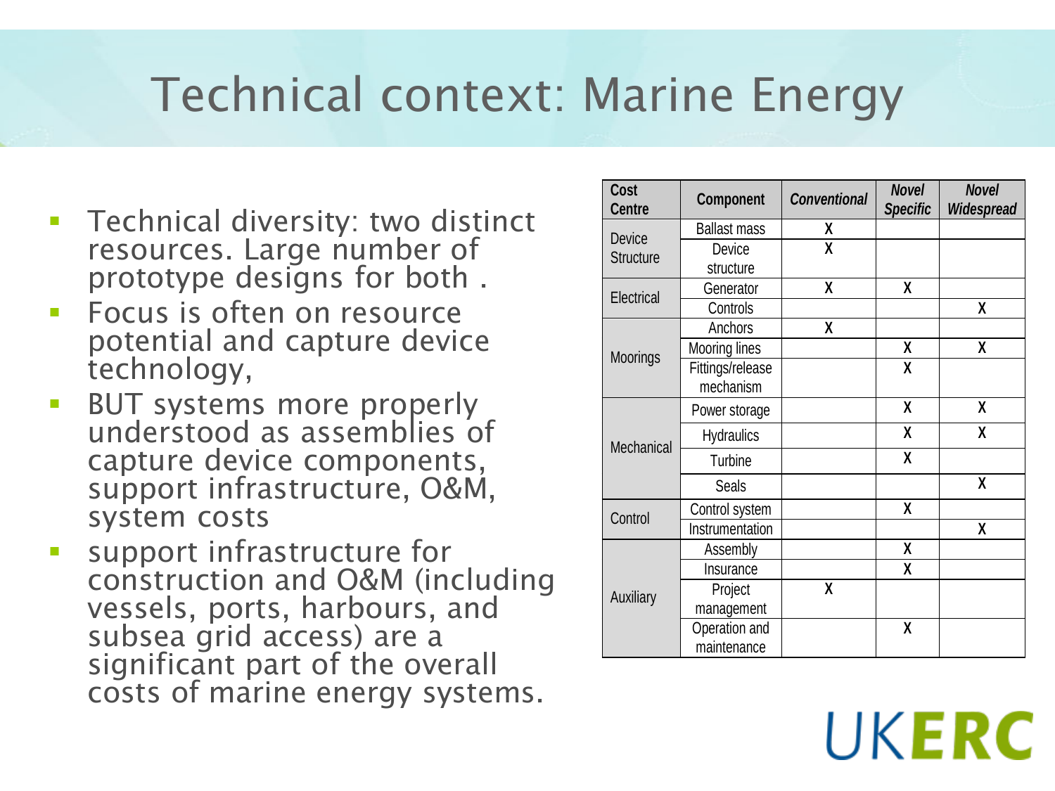# Technical context: Marine Energy

- Technical diversity: two distinct resources. Large number of prototype designs for both .
- Focus is often on resource potential and capture device technology,
- BUT systems more properly understood as assemblies of capture device components, support infrastructure, O&M, system costs
- support infrastructure for construction and O&M (including vessels, ports, harbours, and subsea grid access) are a significant part of the overall costs of marine energy systems.

| Cost Centre | Component | *Conventional* | *Novel Specific* | *Novel Widespread* |
|---|---|---|---|---|
| Device Structure | Ballast mass | X | | |
| | Device structure | X | | |
| Electrical | Generator | X | X | |
| | Controls | | | X |
| Moorings | Anchors | X | | |
| | Mooring lines | | X | X |
| | Fittings/release mechanism | | X | |
| Mechanical | Power storage | | X | X |
| | Hydraulics | | X | X |
| | Turbine | | X | |
| | Seals | | | X |
| Control | Control system | | X | |
| | Instrumentation | | | X |
| Auxiliary | Assembly | | X | |
| | Insurance | | X | |
| | Project management | X | | |
| | Operation and maintenance | | X | |

UKERC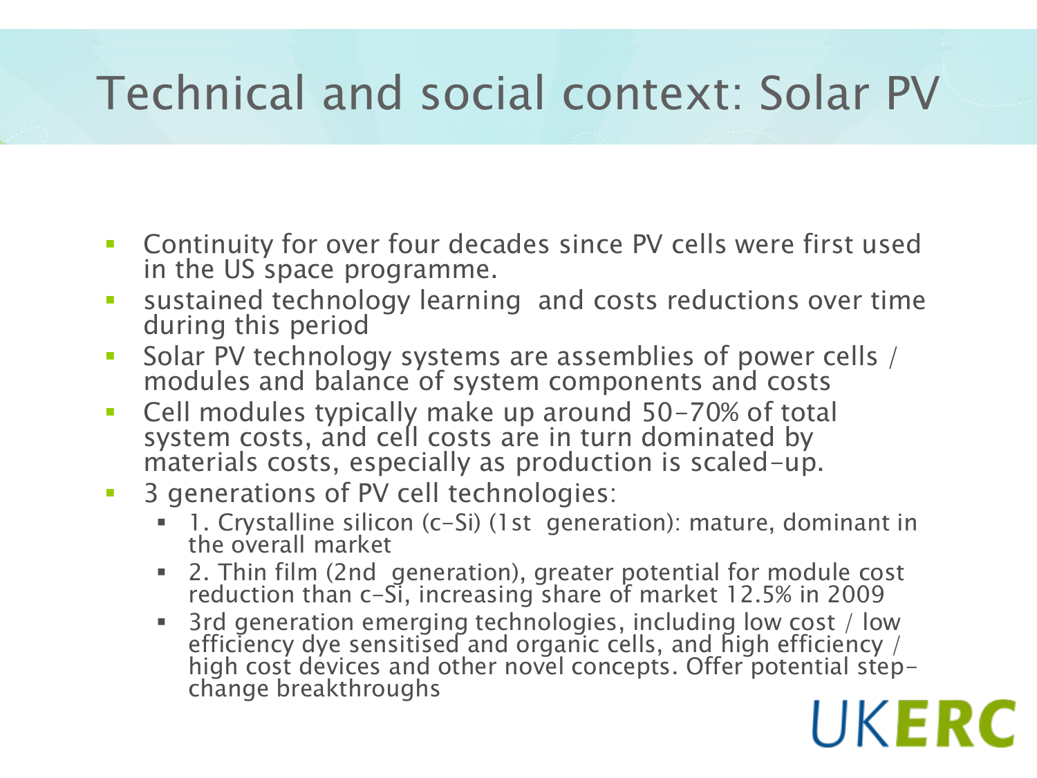# Technical and social context: Solar PV

- Continuity for over four decades since PV cells were first used in the US space programme.
- sustained technology learning and costs reductions over time during this period
- Solar PV technology systems are assemblies of power cells / modules and balance of system components and costs
- Cell modules typically make up around 50-70% of total system costs, and cell costs are in turn dominated by materials costs, especially as production is scaled-up.
- 3 generations of PV cell technologies:
  - 1. Crystalline silicon (c-Si) (1st generation): mature, dominant in the overall market
  - 2. Thin film (2nd generation), greater potential for module cost reduction than c-Si, increasing share of market 12.5% in 2009
  - 3rd generation emerging technologies, including low cost / low efficiency dye sensitised and organic cells, and high efficiency / high cost devices and other novel concepts. Offer potential step-change breakthroughs

UKERC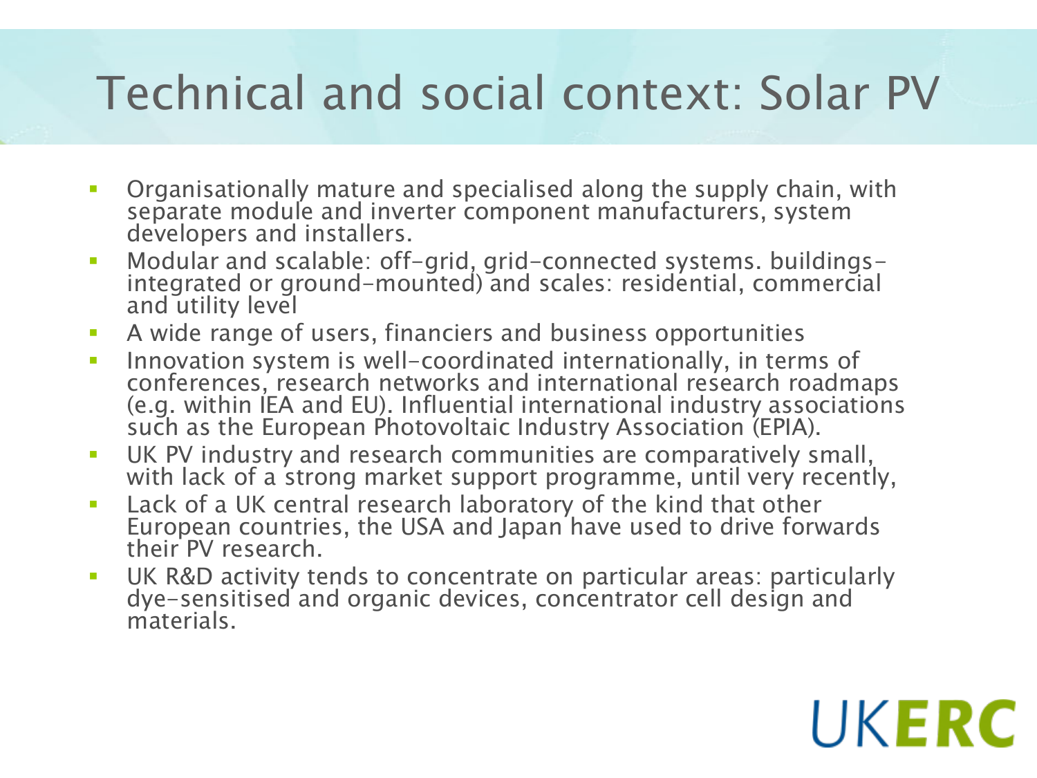# Technical and social context: Solar PV

- Organisationally mature and specialised along the supply chain, with separate module and inverter component manufacturers, system developers and installers.
- Modular and scalable: off-grid, grid-connected systems. buildings-integrated or ground-mounted) and scales: residential, commercial and utility level
- A wide range of users, financiers and business opportunities
- Innovation system is well-coordinated internationally, in terms of conferences, research networks and international research roadmaps (e.g. within IEA and EU). Influential international industry associations such as the European Photovoltaic Industry Association (EPIA).
- UK PV industry and research communities are comparatively small, with lack of a strong market support programme, until very recently,
- Lack of a UK central research laboratory of the kind that other European countries, the USA and Japan have used to drive forwards their PV research.
- UK R&D activity tends to concentrate on particular areas: particularly dye-sensitised and organic devices, concentrator cell design and materials.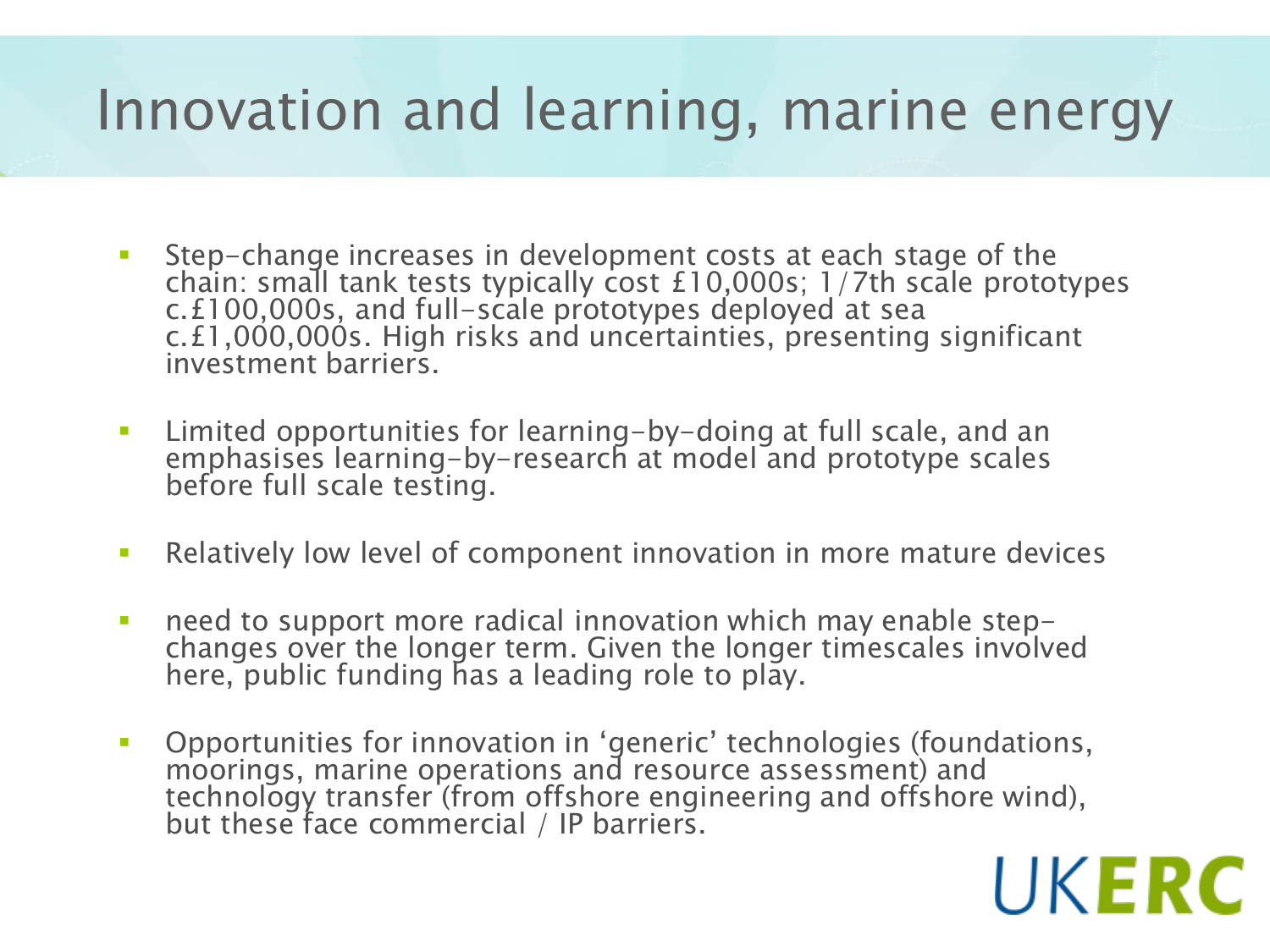# Innovation and learning, marine energy

- Step-change increases in development costs at each stage of the chain: small tank tests typically cost £10,000s; 1/7th scale prototypes c.£100,000s, and full-scale prototypes deployed at sea c.£1,000,000s. High risks and uncertainties, presenting significant investment barriers.
- Limited opportunities for learning-by-doing at full scale, and an emphasises learning-by-research at model and prototype scales before full scale testing.
- Relatively low level of component innovation in more mature devices
- need to support more radical innovation which may enable step-changes over the longer term. Given the longer timescales involved here, public funding has a leading role to play.
- Opportunities for innovation in 'generic' technologies (foundations, moorings, marine operations and resource assessment) and technology transfer (from offshore engineering and offshore wind), but these face commercial / IP barriers.

UKERC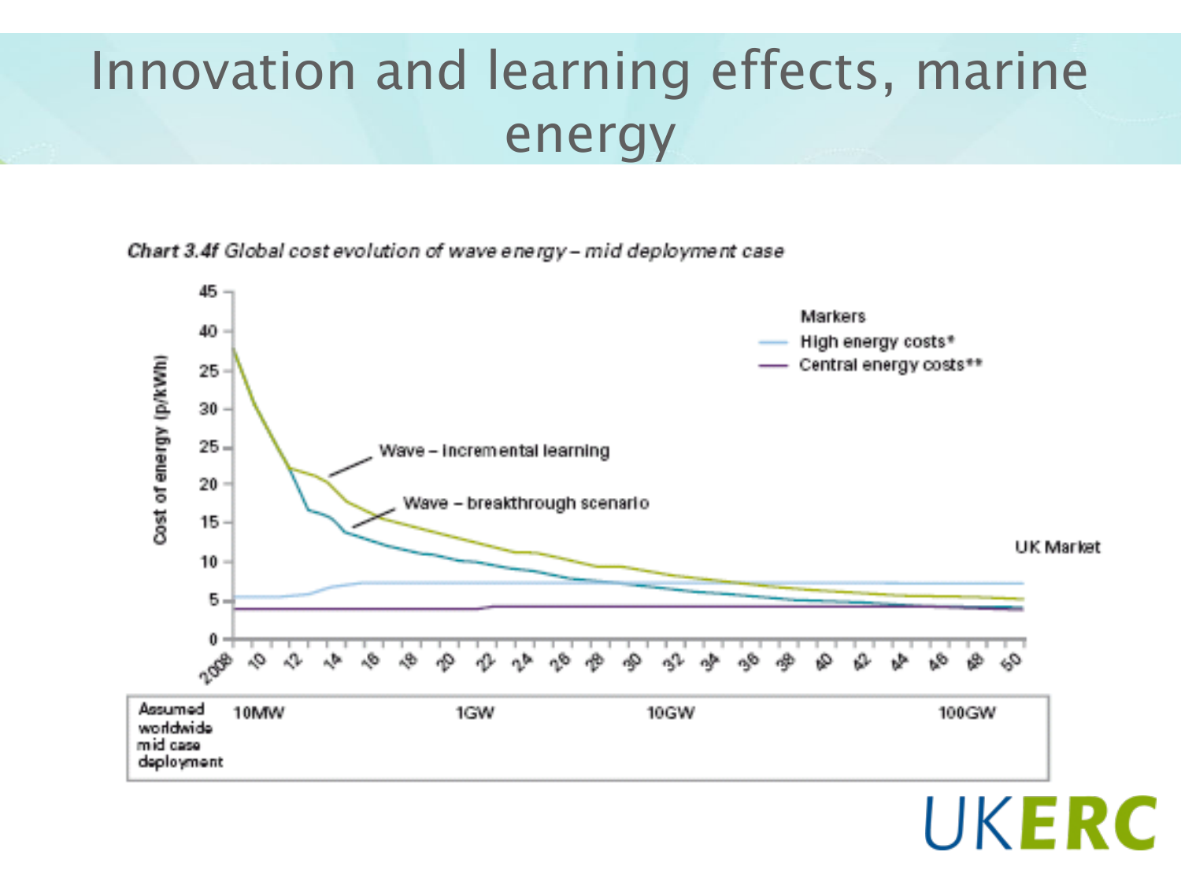# Innovation and learning effects, marine energy

*Chart 3.4f Global cost evolution of wave energy – mid deployment case*

Cost of energy (p/kWh)

Markers
- High energy costs*
- Central energy costs**

Wave – incremental learning

Wave – breakthrough scenario

UK Market

| Assumed worldwide mid case deployment | 10MW | 1GW | 10GW | 100GW |
|---|---|---|---|---|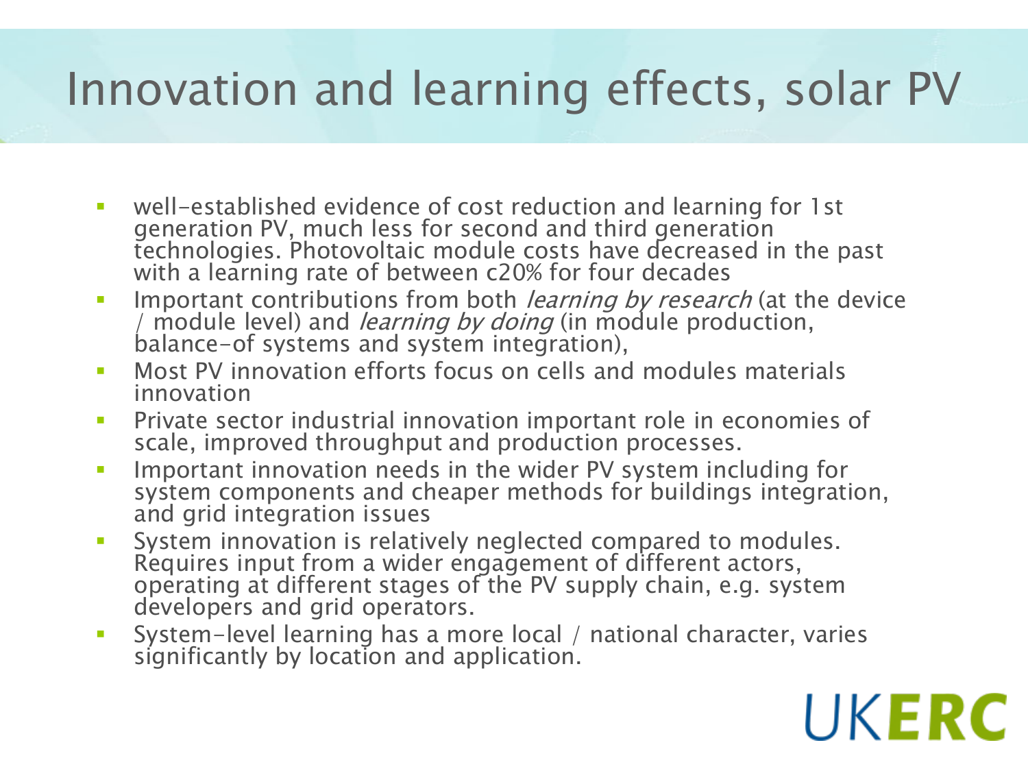# Innovation and learning effects, solar PV

- well-established evidence of cost reduction and learning for 1st generation PV, much less for second and third generation technologies. Photovoltaic module costs have decreased in the past with a learning rate of between c20% for four decades
- Important contributions from both *learning by research* (at the device / module level) and *learning by doing* (in module production, balance-of systems and system integration),
- Most PV innovation efforts focus on cells and modules materials innovation
- Private sector industrial innovation important role in economies of scale, improved throughput and production processes.
- Important innovation needs in the wider PV system including for system components and cheaper methods for buildings integration, and grid integration issues
- System innovation is relatively neglected compared to modules. Requires input from a wider engagement of different actors, operating at different stages of the PV supply chain, e.g. system developers and grid operators.
- System-level learning has a more local / national character, varies significantly by location and application.

UKERC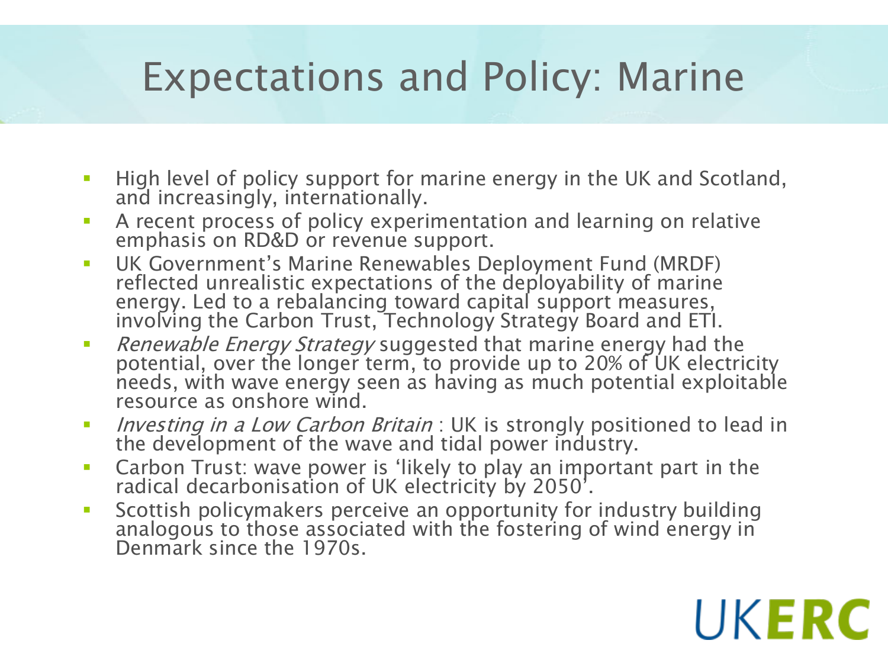# Expectations and Policy: Marine

- High level of policy support for marine energy in the UK and Scotland, and increasingly, internationally.
- A recent process of policy experimentation and learning on relative emphasis on RD&D or revenue support.
- UK Government's Marine Renewables Deployment Fund (MRDF) reflected unrealistic expectations of the deployability of marine energy. Led to a rebalancing toward capital support measures, involving the Carbon Trust, Technology Strategy Board and ETI.
- *Renewable Energy Strategy* suggested that marine energy had the potential, over the longer term, to provide up to 20% of UK electricity needs, with wave energy seen as having as much potential exploitable resource as onshore wind.
- *Investing in a Low Carbon Britain* : UK is strongly positioned to lead in the development of the wave and tidal power industry.
- Carbon Trust: wave power is 'likely to play an important part in the radical decarbonisation of UK electricity by 2050'.
- Scottish policymakers perceive an opportunity for industry building analogous to those associated with the fostering of wind energy in Denmark since the 1970s.

UKERC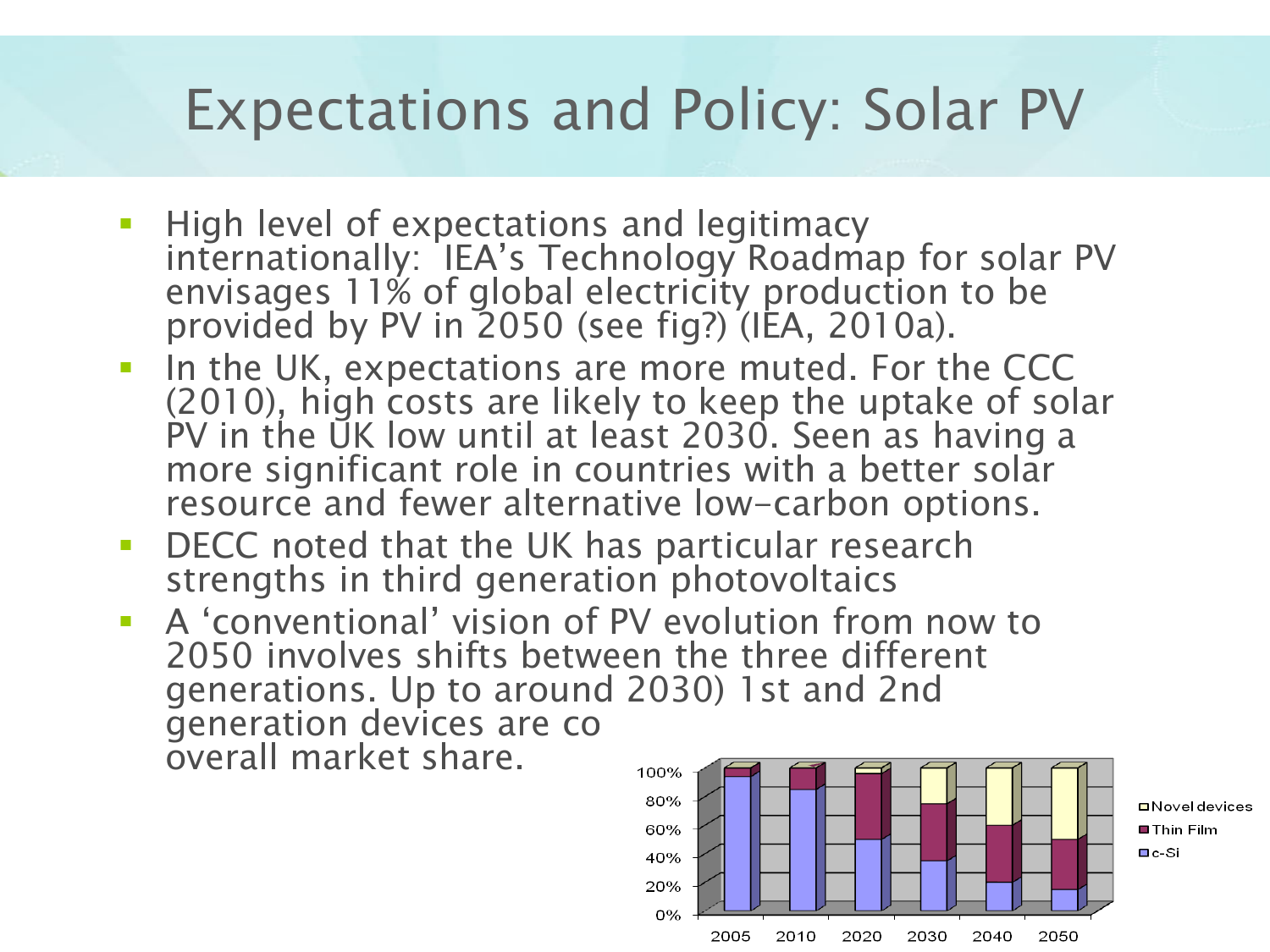# Expectations and Policy: Solar PV

- High level of expectations and legitimacy internationally: IEA's Technology Roadmap for solar PV envisages 11% of global electricity production to be provided by PV in 2050 (see fig?) (IEA, 2010a).
- In the UK, expectations are more muted. For the CCC (2010), high costs are likely to keep the uptake of solar PV in the UK low until at least 2030. Seen as having a more significant role in countries with a better solar resource and fewer alternative low-carbon options.
- DECC noted that the UK has particular research strengths in third generation photovoltaics
- A 'conventional' vision of PV evolution from now to 2050 involves shifts between the three different generations. Up to around 2030) 1st and 2nd generation devices are co overall market share.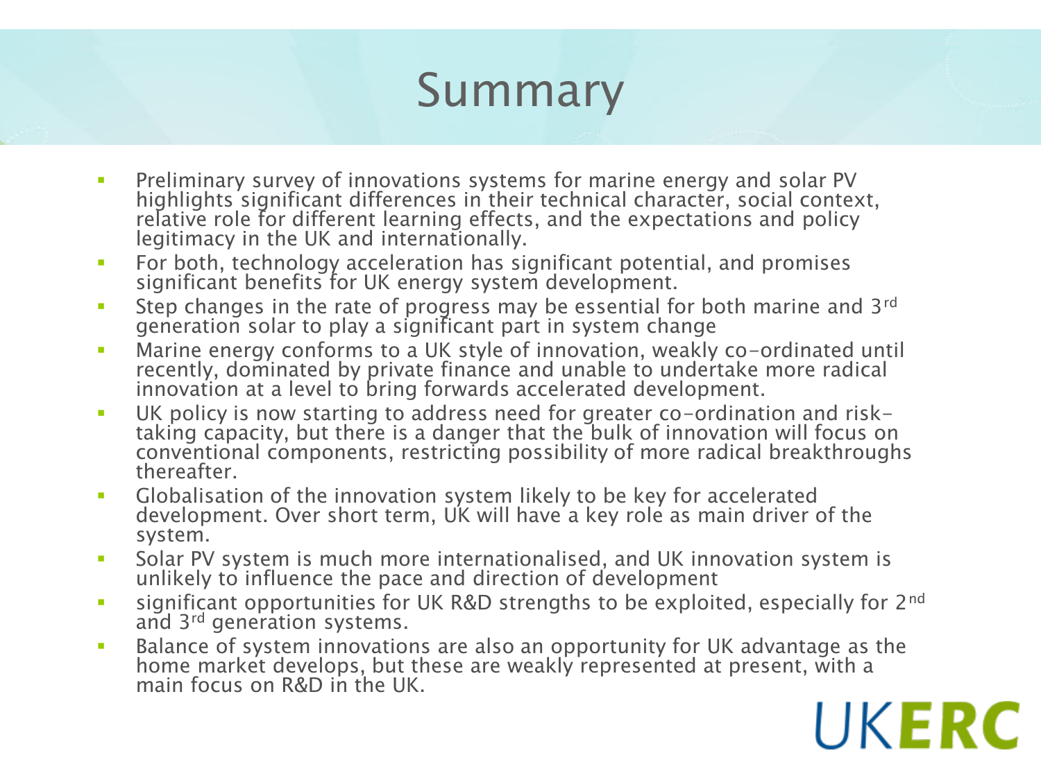# Summary

- Preliminary survey of innovations systems for marine energy and solar PV highlights significant differences in their technical character, social context, relative role for different learning effects, and the expectations and policy legitimacy in the UK and internationally.
- For both, technology acceleration has significant potential, and promises significant benefits for UK energy system development.
- Step changes in the rate of progress may be essential for both marine and 3rd generation solar to play a significant part in system change
- Marine energy conforms to a UK style of innovation, weakly co-ordinated until recently, dominated by private finance and unable to undertake more radical innovation at a level to bring forwards accelerated development.
- UK policy is now starting to address need for greater co-ordination and risk-taking capacity, but there is a danger that the bulk of innovation will focus on conventional components, restricting possibility of more radical breakthroughs thereafter.
- Globalisation of the innovation system likely to be key for accelerated development. Over short term, UK will have a key role as main driver of the system.
- Solar PV system is much more internationalised, and UK innovation system is unlikely to influence the pace and direction of development
- significant opportunities for UK R&D strengths to be exploited, especially for 2nd and 3rd generation systems.
- Balance of system innovations are also an opportunity for UK advantage as the home market develops, but these are weakly represented at present, with a main focus on R&D in the UK.

UKERC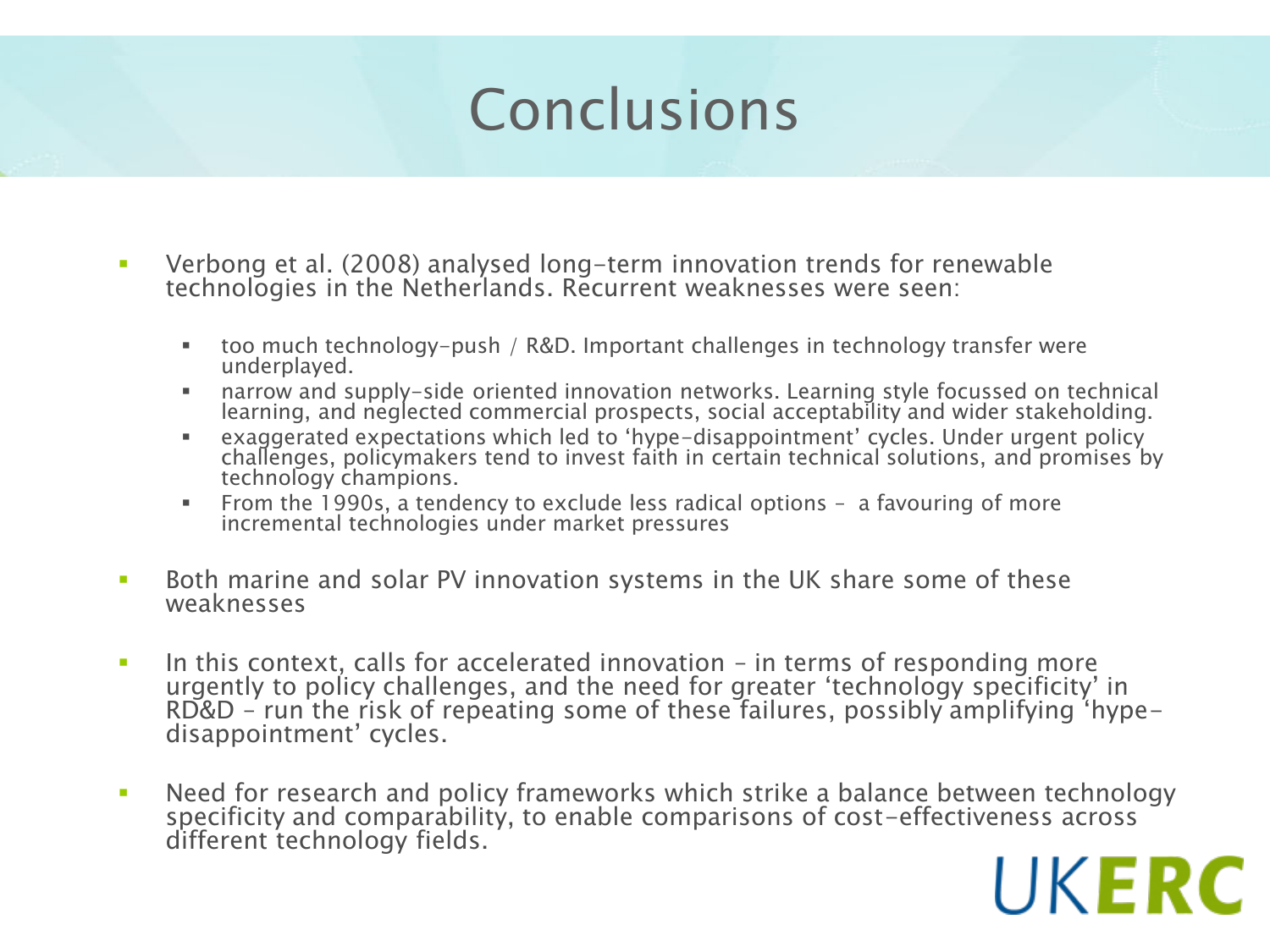# Conclusions

- Verbong et al. (2008) analysed long-term innovation trends for renewable technologies in the Netherlands. Recurrent weaknesses were seen:
  - too much technology-push / R&D. Important challenges in technology transfer were underplayed.
  - narrow and supply-side oriented innovation networks. Learning style focussed on technical learning, and neglected commercial prospects, social acceptability and wider stakeholding.
  - exaggerated expectations which led to 'hype-disappointment' cycles. Under urgent policy challenges, policymakers tend to invest faith in certain technical solutions, and promises by technology champions.
  - From the 1990s, a tendency to exclude less radical options – a favouring of more incremental technologies under market pressures
- Both marine and solar PV innovation systems in the UK share some of these weaknesses
- In this context, calls for accelerated innovation – in terms of responding more urgently to policy challenges, and the need for greater 'technology specificity' in RD&D – run the risk of repeating some of these failures, possibly amplifying 'hype-disappointment' cycles.
- Need for research and policy frameworks which strike a balance between technology specificity and comparability, to enable comparisons of cost-effectiveness across different technology fields.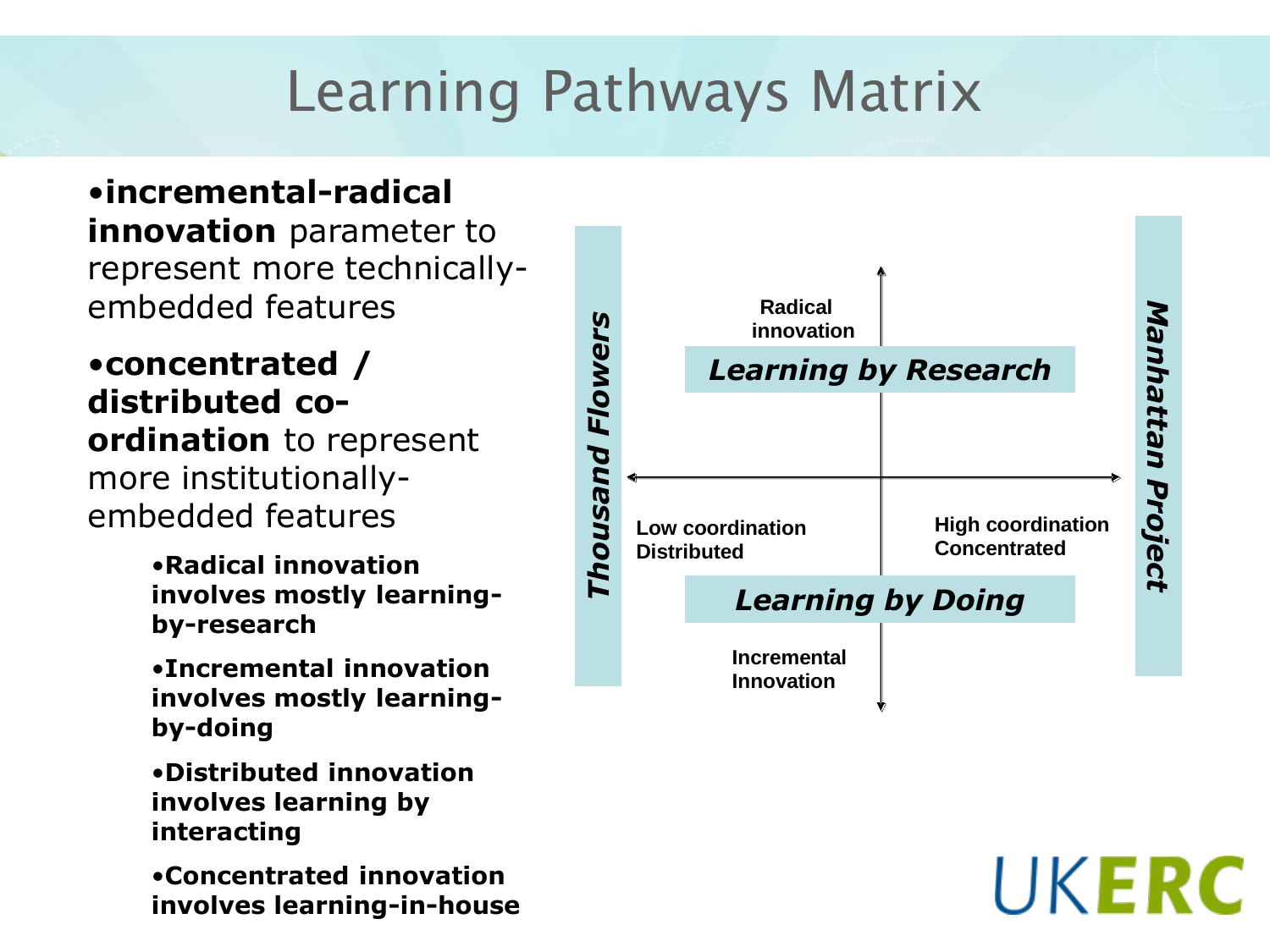# Learning Pathways Matrix

- **incremental-radical innovation** parameter to represent more technically-embedded features
- **concentrated / distributed co-ordination** to represent more institutionally-embedded features
  - **Radical innovation involves mostly learning-by-research**
  - **Incremental innovation involves mostly learning-by-doing**
  - **Distributed innovation involves learning by interacting**
  - **Concentrated innovation involves learning-in-house**

***Thousand Flowers***

**Radical innovation**

***Learning by Research***

**Low coordination**
**Distributed**

**High coordination**
**Concentrated**

***Learning by Doing***

**Incremental Innovation**

***Manhattan Project***

UKERC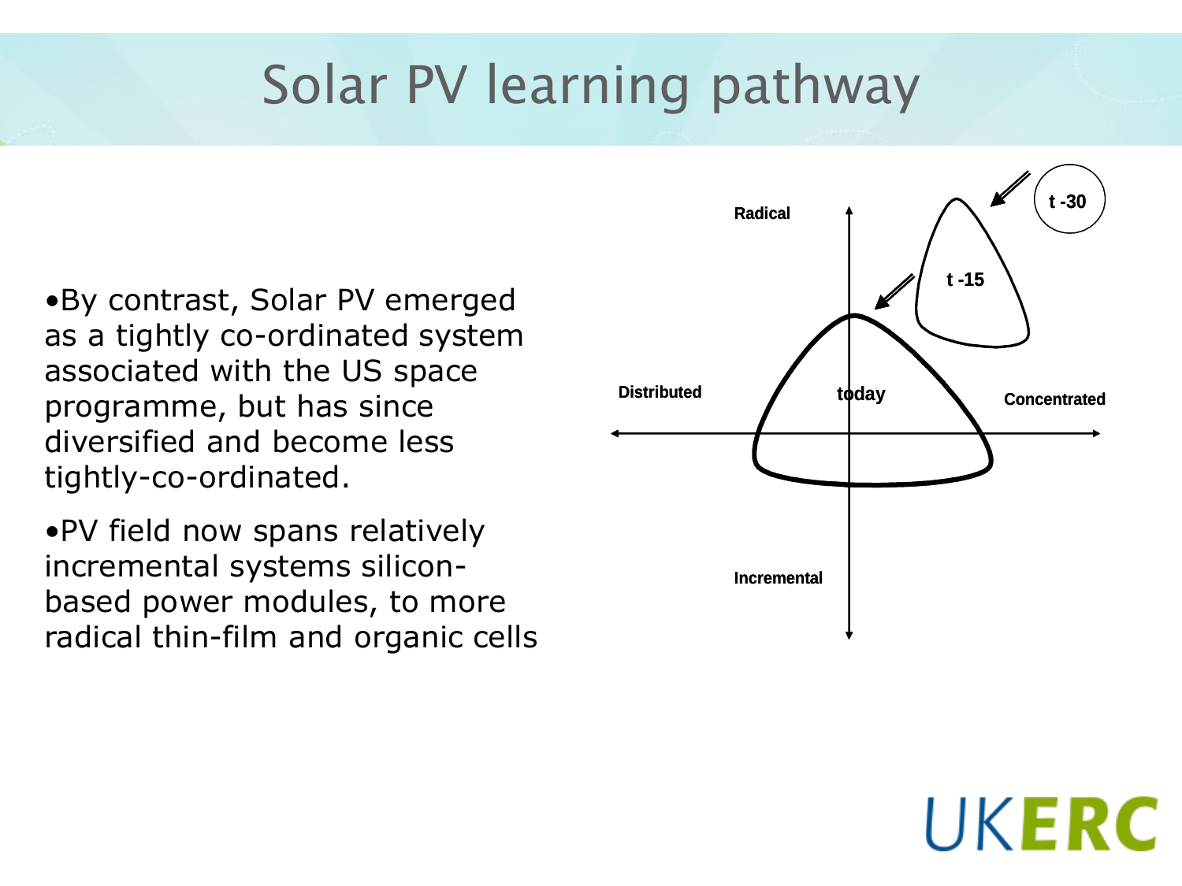# Solar PV learning pathway

- By contrast, Solar PV emerged as a tightly co-ordinated system associated with the US space programme, but has since diversified and become less tightly-co-ordinated.
- PV field now spans relatively incremental systems silicon-based power modules, to more radical thin-film and organic cells

Radical

Incremental

Distributed

Concentrated

t -30

t -15

today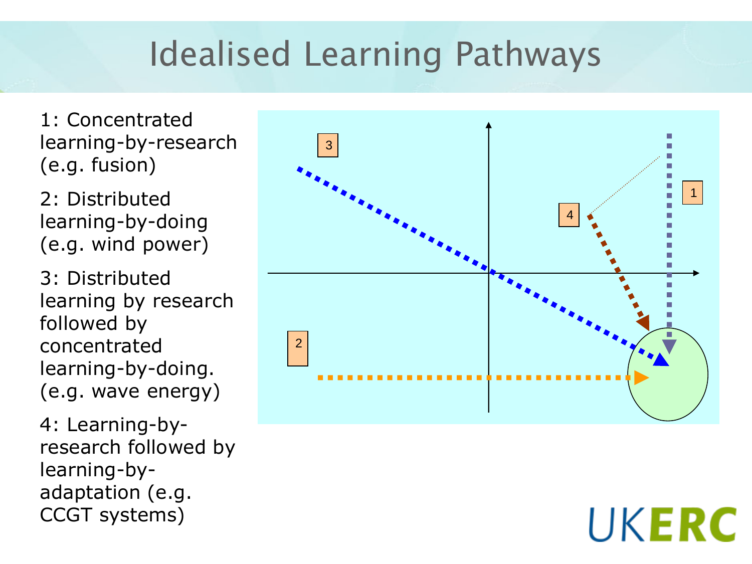# Idealised Learning Pathways

1: Concentrated learning-by-research (e.g. fusion)

2: Distributed learning-by-doing (e.g. wind power)

3: Distributed learning by research followed by concentrated learning-by-doing. (e.g. wave energy)

4: Learning-by-research followed by learning-by-adaptation (e.g. CCGT systems)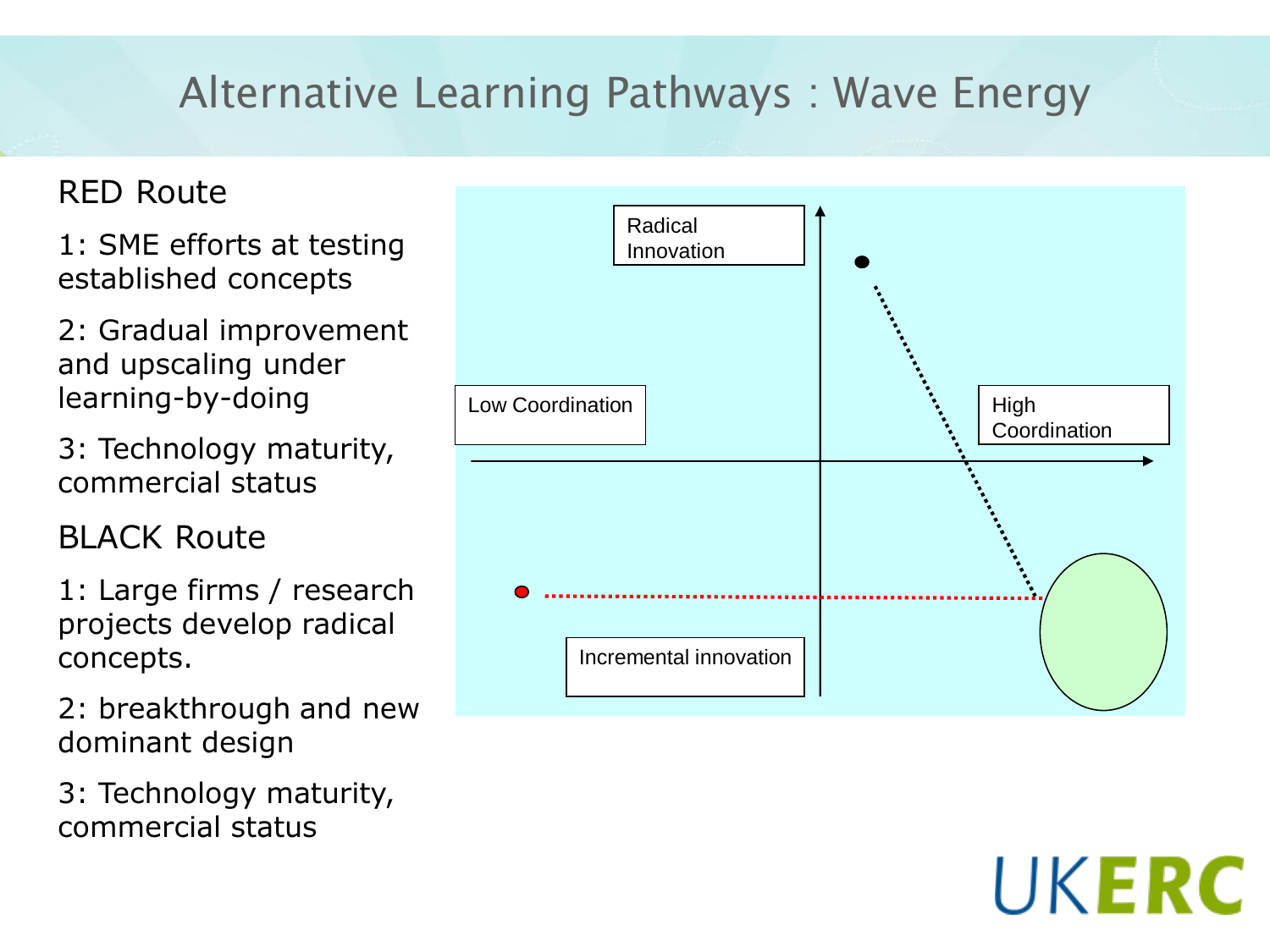# Alternative Learning Pathways : Wave Energy

RED Route

1: SME efforts at testing established concepts

2: Gradual improvement and upscaling under learning-by-doing

3: Technology maturity, commercial status

BLACK Route

1: Large firms / research projects develop radical concepts.

2: breakthrough and new dominant design

3: Technology maturity, commercial status

Radical Innovation

Low Coordination

High Coordination

Incremental innovation